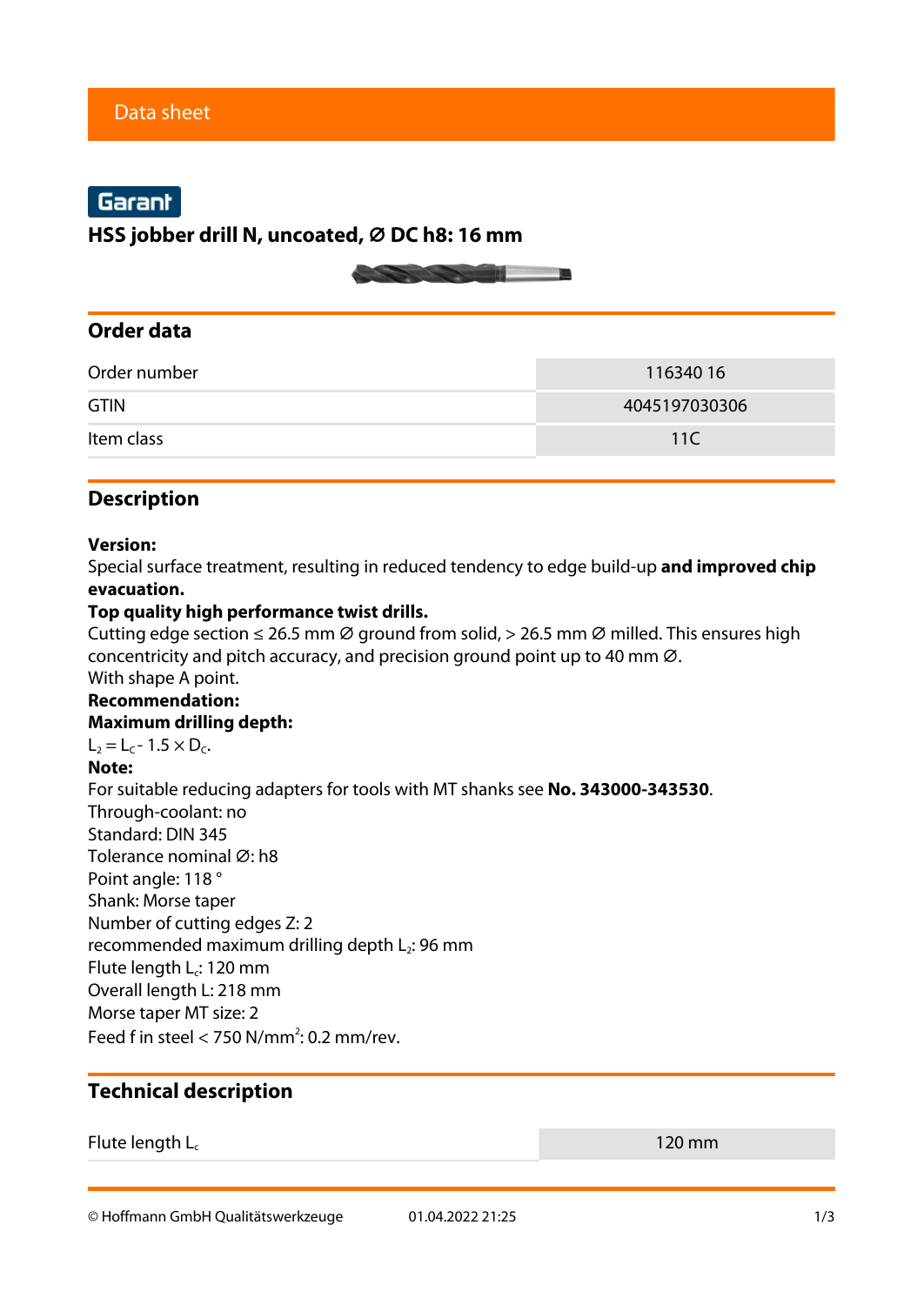Data sheet

Garant

# HSS jobber drill N, uncoated, Ø DC h8: 16 mm

## Order data

| Order number | 116340 16 |
|---|---|
| GTIN | 4045197030306 |
| Item class | 11C |

## Description

**Version:**
Special surface treatment, resulting in reduced tendency to edge build-up **and improved chip evacuation.**
**Top quality high performance twist drills.**
Cutting edge section ≤ 26.5 mm Ø ground from solid, > 26.5 mm Ø milled. This ensures high concentricity and pitch accuracy, and precision ground point up to 40 mm Ø.
With shape A point.
**Recommendation:**
**Maximum drilling depth:**
$L_2 = L_C - 1.5 \times D_C$.
**Note:**
For suitable reducing adapters for tools with MT shanks see **No. 343000-343530**.
Through-coolant: no
Standard: DIN 345
Tolerance nominal Ø: h8
Point angle: 118 °
Shank: Morse taper
Number of cutting edges Z: 2
recommended maximum drilling depth $L_2$: 96 mm
Flute length $L_c$: 120 mm
Overall length L: 218 mm
Morse taper MT size: 2
Feed f in steel < 750 N/mm$^2$: 0.2 mm/rev.

## Technical description

| Flute length $L_c$ | 120 mm |
|---|---|

© Hoffmann GmbH Qualitätswerkzeuge 01.04.2022 21:25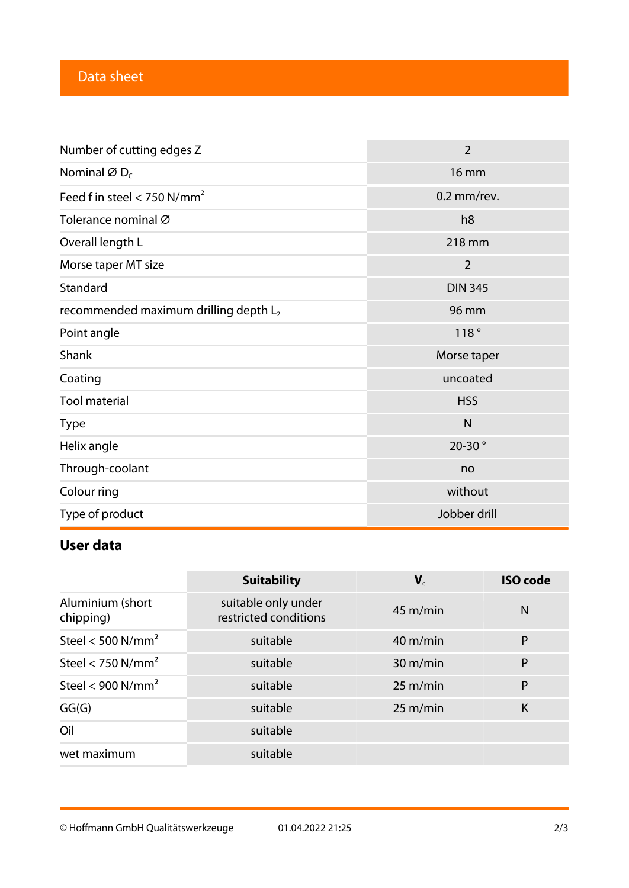## Data sheet

| | |
|---|---|
| Number of cutting edges Z | 2 |
| Nominal ∅ $D_c$ | 16 mm |
| Feed f in steel < 750 N/mm² | 0.2 mm/rev. |
| Tolerance nominal ∅ | h8 |
| Overall length L | 218 mm |
| Morse taper MT size | 2 |
| Standard | DIN 345 |
| recommended maximum drilling depth $L_2$ | 96 mm |
| Point angle | 118 ° |
| Shank | Morse taper |
| Coating | uncoated |
| Tool material | HSS |
| Type | N |
| Helix angle | 20-30 ° |
| Through-coolant | no |
| Colour ring | without |
| Type of product | Jobber drill |

## User data

| | Suitability | $V_c$ | ISO code |
|---|---|---|---|
| Aluminium (short chipping) | suitable only under restricted conditions | 45 m/min | N |
| Steel < 500 N/mm² | suitable | 40 m/min | P |
| Steel < 750 N/mm² | suitable | 30 m/min | P |
| Steel < 900 N/mm² | suitable | 25 m/min | P |
| GG(G) | suitable | 25 m/min | K |
| Oil | suitable | | |
| wet maximum | suitable | | |

© Hoffmann GmbH Qualitätswerkzeuge 01.04.2022 21:25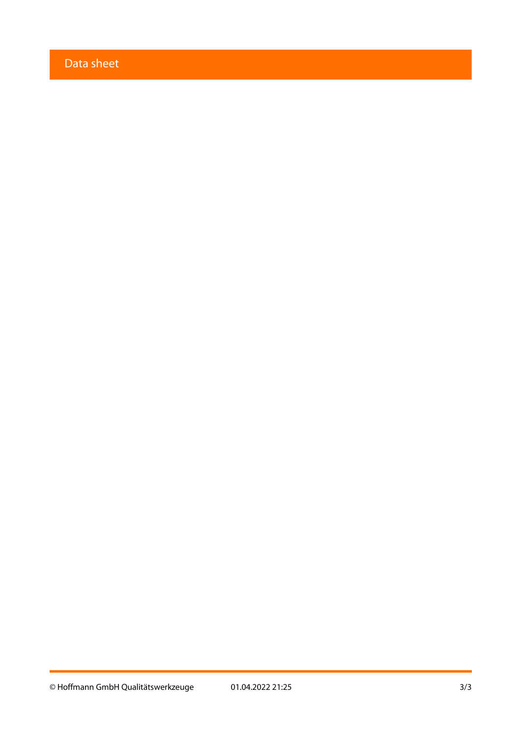Data sheet